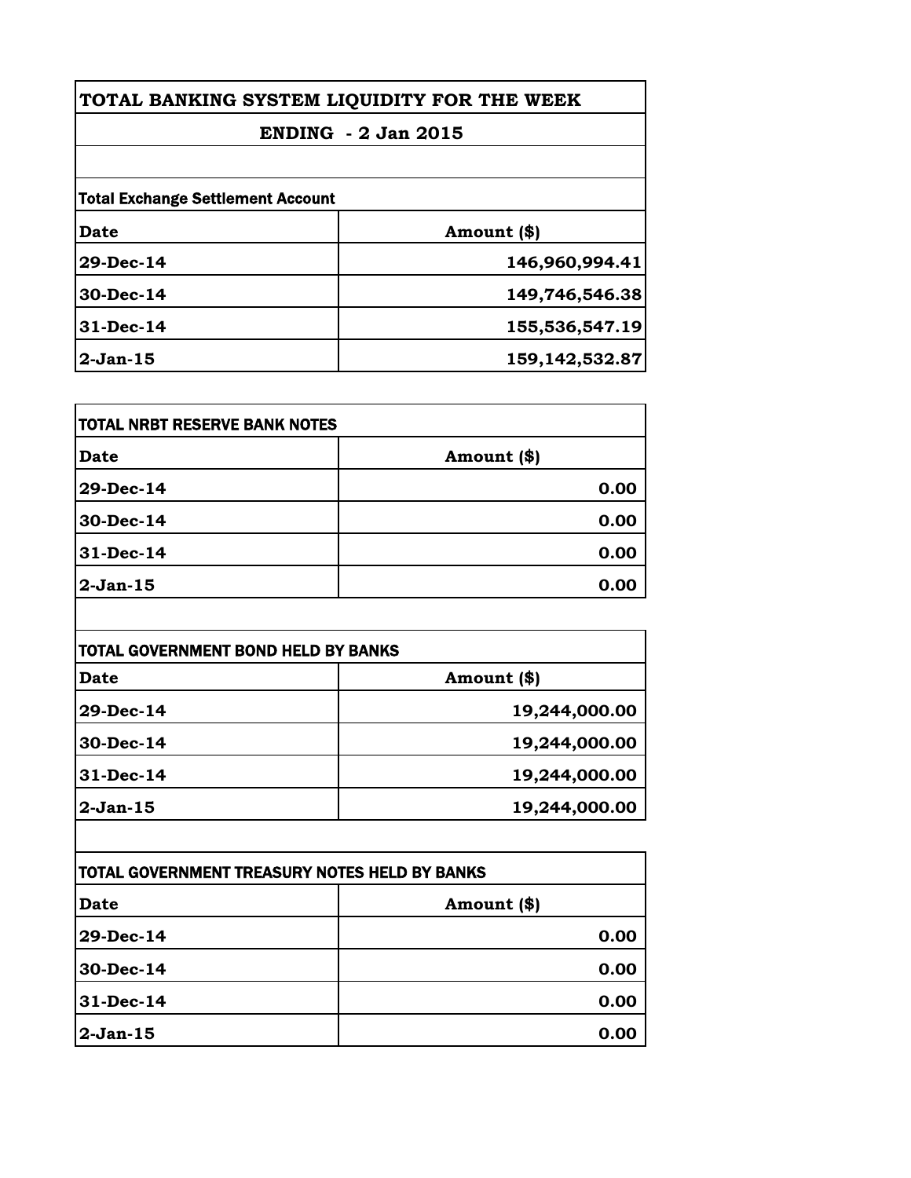# TOTAL BANKING SYSTEM LIQUIDITY FOR THE WEEK

## ENDING - 2 Jan 2015

### Total Exchange Settlement Account

| Date | Amount ($) |
|---|---|
| 29-Dec-14 | 146,960,994.41 |
| 30-Dec-14 | 149,746,546.38 |
| 31-Dec-14 | 155,536,547.19 |
| 2-Jan-15 | 159,142,532.87 |

### TOTAL NRBT RESERVE BANK NOTES

| Date | Amount ($) |
|---|---|
| 29-Dec-14 | 0.00 |
| 30-Dec-14 | 0.00 |
| 31-Dec-14 | 0.00 |
| 2-Jan-15 | 0.00 |

### TOTAL GOVERNMENT BOND HELD BY BANKS

| Date | Amount ($) |
|---|---|
| 29-Dec-14 | 19,244,000.00 |
| 30-Dec-14 | 19,244,000.00 |
| 31-Dec-14 | 19,244,000.00 |
| 2-Jan-15 | 19,244,000.00 |

### TOTAL GOVERNMENT TREASURY NOTES HELD BY BANKS

| Date | Amount ($) |
|---|---|
| 29-Dec-14 | 0.00 |
| 30-Dec-14 | 0.00 |
| 31-Dec-14 | 0.00 |
| 2-Jan-15 | 0.00 |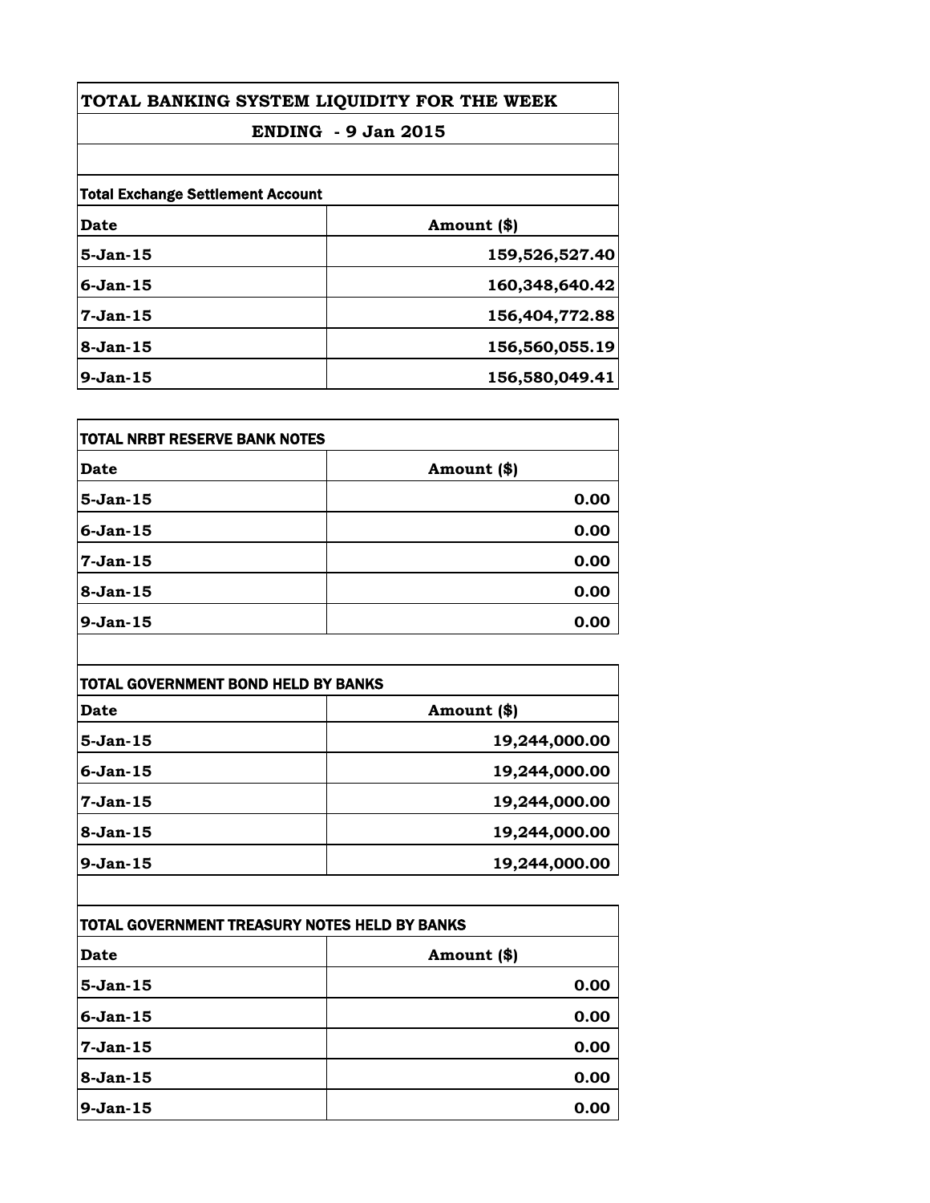# TOTAL BANKING SYSTEM LIQUIDITY FOR THE WEEK

## ENDING - 9 Jan 2015

**Total Exchange Settlement Account**

| Date | Amount ($) |
|---|---|
| 5-Jan-15 | 159,526,527.40 |
| 6-Jan-15 | 160,348,640.42 |
| 7-Jan-15 | 156,404,772.88 |
| 8-Jan-15 | 156,560,055.19 |
| 9-Jan-15 | 156,580,049.41 |

**TOTAL NRBT RESERVE BANK NOTES**

| Date | Amount ($) |
|---|---|
| 5-Jan-15 | 0.00 |
| 6-Jan-15 | 0.00 |
| 7-Jan-15 | 0.00 |
| 8-Jan-15 | 0.00 |
| 9-Jan-15 | 0.00 |

**TOTAL GOVERNMENT BOND HELD BY BANKS**

| Date | Amount ($) |
|---|---|
| 5-Jan-15 | 19,244,000.00 |
| 6-Jan-15 | 19,244,000.00 |
| 7-Jan-15 | 19,244,000.00 |
| 8-Jan-15 | 19,244,000.00 |
| 9-Jan-15 | 19,244,000.00 |

**TOTAL GOVERNMENT TREASURY NOTES HELD BY BANKS**

| Date | Amount ($) |
|---|---|
| 5-Jan-15 | 0.00 |
| 6-Jan-15 | 0.00 |
| 7-Jan-15 | 0.00 |
| 8-Jan-15 | 0.00 |
| 9-Jan-15 | 0.00 |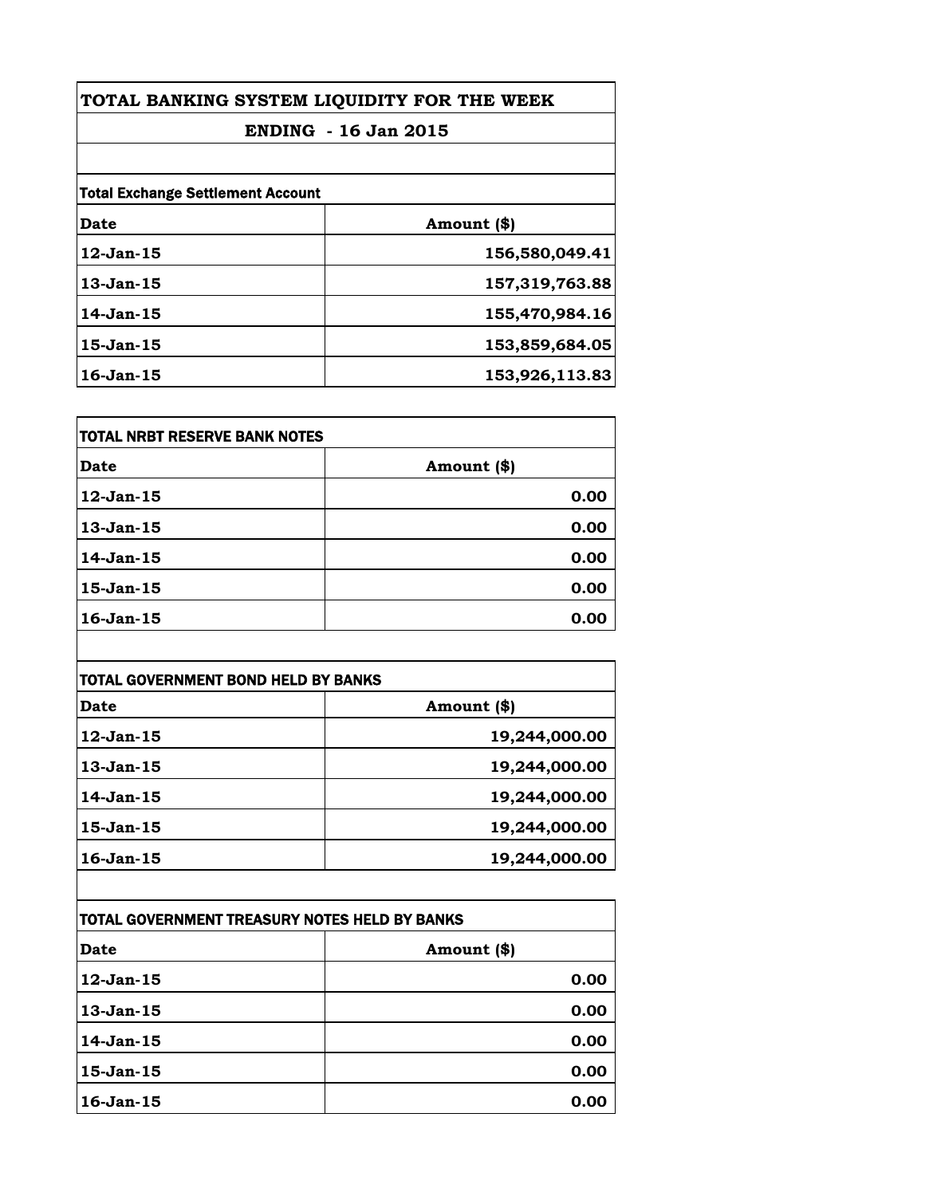# TOTAL BANKING SYSTEM LIQUIDITY FOR THE WEEK

## ENDING - 16 Jan 2015

**Total Exchange Settlement Account**

| Date | Amount ($) |
| --- | --- |
| 12-Jan-15 | 156,580,049.41 |
| 13-Jan-15 | 157,319,763.88 |
| 14-Jan-15 | 155,470,984.16 |
| 15-Jan-15 | 153,859,684.05 |
| 16-Jan-15 | 153,926,113.83 |

**TOTAL NRBT RESERVE BANK NOTES**

| Date | Amount ($) |
| --- | --- |
| 12-Jan-15 | 0.00 |
| 13-Jan-15 | 0.00 |
| 14-Jan-15 | 0.00 |
| 15-Jan-15 | 0.00 |
| 16-Jan-15 | 0.00 |

**TOTAL GOVERNMENT BOND HELD BY BANKS**

| Date | Amount ($) |
| --- | --- |
| 12-Jan-15 | 19,244,000.00 |
| 13-Jan-15 | 19,244,000.00 |
| 14-Jan-15 | 19,244,000.00 |
| 15-Jan-15 | 19,244,000.00 |
| 16-Jan-15 | 19,244,000.00 |

**TOTAL GOVERNMENT TREASURY NOTES HELD BY BANKS**

| Date | Amount ($) |
| --- | --- |
| 12-Jan-15 | 0.00 |
| 13-Jan-15 | 0.00 |
| 14-Jan-15 | 0.00 |
| 15-Jan-15 | 0.00 |
| 16-Jan-15 | 0.00 |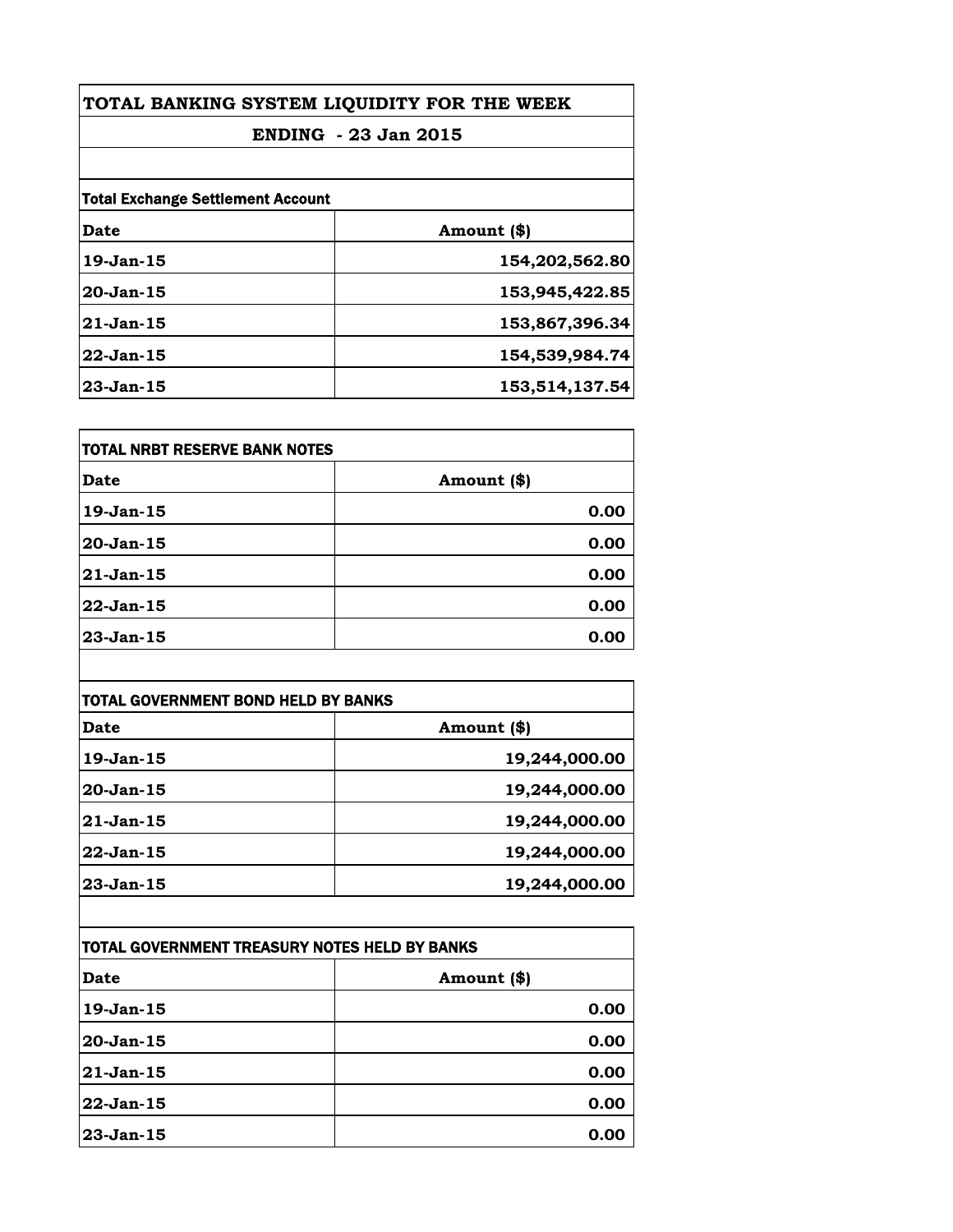# TOTAL BANKING SYSTEM LIQUIDITY FOR THE WEEK

## ENDING - 23 Jan 2015

**Total Exchange Settlement Account**

| Date | Amount ($) |
|---|---|
| 19-Jan-15 | 154,202,562.80 |
| 20-Jan-15 | 153,945,422.85 |
| 21-Jan-15 | 153,867,396.34 |
| 22-Jan-15 | 154,539,984.74 |
| 23-Jan-15 | 153,514,137.54 |

**TOTAL NRBT RESERVE BANK NOTES**

| Date | Amount ($) |
|---|---|
| 19-Jan-15 | 0.00 |
| 20-Jan-15 | 0.00 |
| 21-Jan-15 | 0.00 |
| 22-Jan-15 | 0.00 |
| 23-Jan-15 | 0.00 |

**TOTAL GOVERNMENT BOND HELD BY BANKS**

| Date | Amount ($) |
|---|---|
| 19-Jan-15 | 19,244,000.00 |
| 20-Jan-15 | 19,244,000.00 |
| 21-Jan-15 | 19,244,000.00 |
| 22-Jan-15 | 19,244,000.00 |
| 23-Jan-15 | 19,244,000.00 |

**TOTAL GOVERNMENT TREASURY NOTES HELD BY BANKS**

| Date | Amount ($) |
|---|---|
| 19-Jan-15 | 0.00 |
| 20-Jan-15 | 0.00 |
| 21-Jan-15 | 0.00 |
| 22-Jan-15 | 0.00 |
| 23-Jan-15 | 0.00 |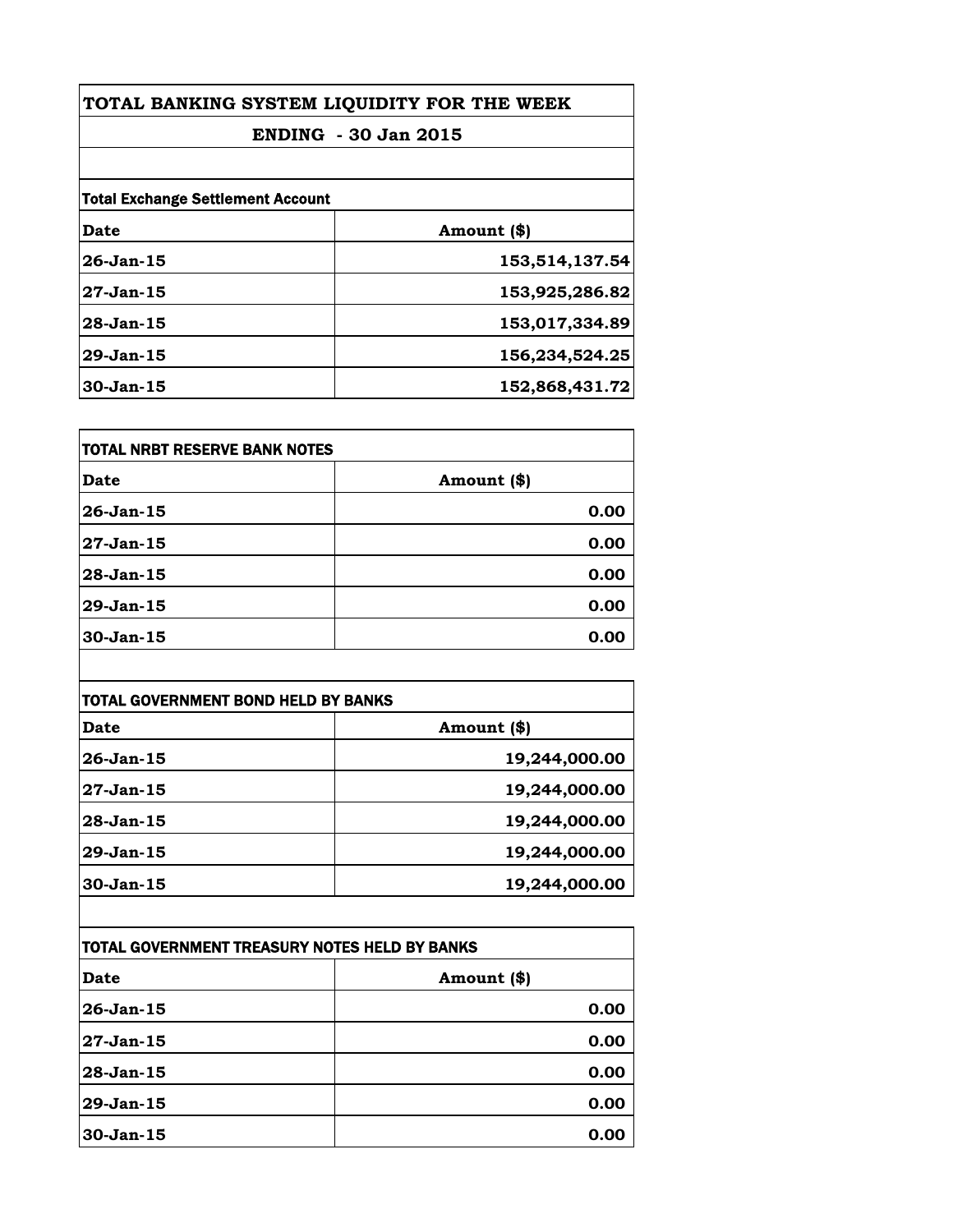# TOTAL BANKING SYSTEM LIQUIDITY FOR THE WEEK

## ENDING - 30 Jan 2015

**Total Exchange Settlement Account**

| Date | Amount ($) |
|---|---|
| 26-Jan-15 | 153,514,137.54 |
| 27-Jan-15 | 153,925,286.82 |
| 28-Jan-15 | 153,017,334.89 |
| 29-Jan-15 | 156,234,524.25 |
| 30-Jan-15 | 152,868,431.72 |

**TOTAL NRBT RESERVE BANK NOTES**

| Date | Amount ($) |
|---|---|
| 26-Jan-15 | 0.00 |
| 27-Jan-15 | 0.00 |
| 28-Jan-15 | 0.00 |
| 29-Jan-15 | 0.00 |
| 30-Jan-15 | 0.00 |

**TOTAL GOVERNMENT BOND HELD BY BANKS**

| Date | Amount ($) |
|---|---|
| 26-Jan-15 | 19,244,000.00 |
| 27-Jan-15 | 19,244,000.00 |
| 28-Jan-15 | 19,244,000.00 |
| 29-Jan-15 | 19,244,000.00 |
| 30-Jan-15 | 19,244,000.00 |

**TOTAL GOVERNMENT TREASURY NOTES HELD BY BANKS**

| Date | Amount ($) |
|---|---|
| 26-Jan-15 | 0.00 |
| 27-Jan-15 | 0.00 |
| 28-Jan-15 | 0.00 |
| 29-Jan-15 | 0.00 |
| 30-Jan-15 | 0.00 |